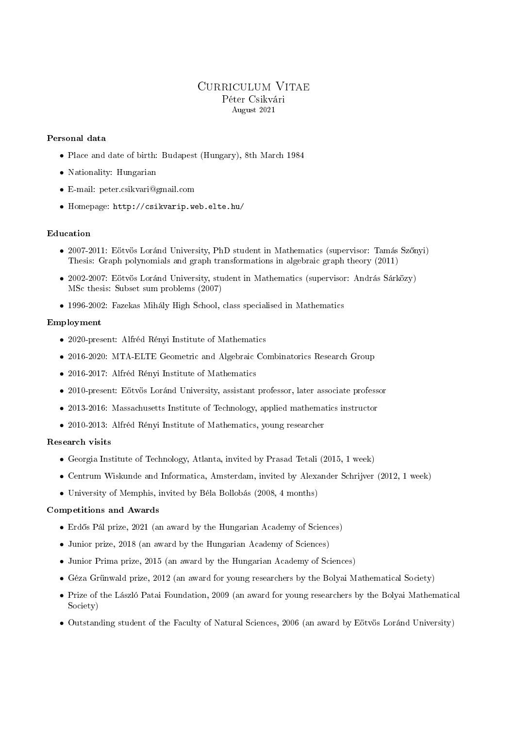# Curriculum Vitae

Péter Csikvári

August 2021

### Personal data

- Place and date of birth: Budapest (Hungary), 8th March 1984
- Nationality: Hungarian
- E-mail: peter.csikvari@gmail.com
- Homepage: http://csikvarip.web.elte.hu/

### Education

- 2007-2011: Eötvös Loránd University, PhD student in Mathematics (supervisor: Tamás Szőnyi)
  Thesis: Graph polynomials and graph transformations in algebraic graph theory (2011)
- 2002-2007: Eötvös Loránd University, student in Mathematics (supervisor: András Sárközy)
  MSc thesis: Subset sum problems (2007)
- 1996-2002: Fazekas Mihály High School, class specialised in Mathematics

### Employment

- 2020-present: Alfréd Rényi Institute of Mathematics
- 2016-2020: MTA-ELTE Geometric and Algebraic Combinatorics Research Group
- 2016-2017: Alfréd Rényi Institute of Mathematics
- 2010-present: Eötvös Loránd University, assistant professor, later associate professor
- 2013-2016: Massachusetts Institute of Technology, applied mathematics instructor
- 2010-2013: Alfréd Rényi Institute of Mathematics, young researcher

### Research visits

- Georgia Institute of Technology, Atlanta, invited by Prasad Tetali (2015, 1 week)
- Centrum Wiskunde and Informatica, Amsterdam, invited by Alexander Schrijver (2012, 1 week)
- University of Memphis, invited by Béla Bollobás (2008, 4 months)

### Competitions and Awards

- Erdős Pál prize, 2021 (an award by the Hungarian Academy of Sciences)
- Junior prize, 2018 (an award by the Hungarian Academy of Sciences)
- Junior Prima prize, 2015 (an award by the Hungarian Academy of Sciences)
- Géza Grünwald prize, 2012 (an award for young researchers by the Bolyai Mathematical Society)
- Prize of the László Patai Foundation, 2009 (an award for young researchers by the Bolyai Mathematical Society)
- Outstanding student of the Faculty of Natural Sciences, 2006 (an award by Eötvös Loránd University)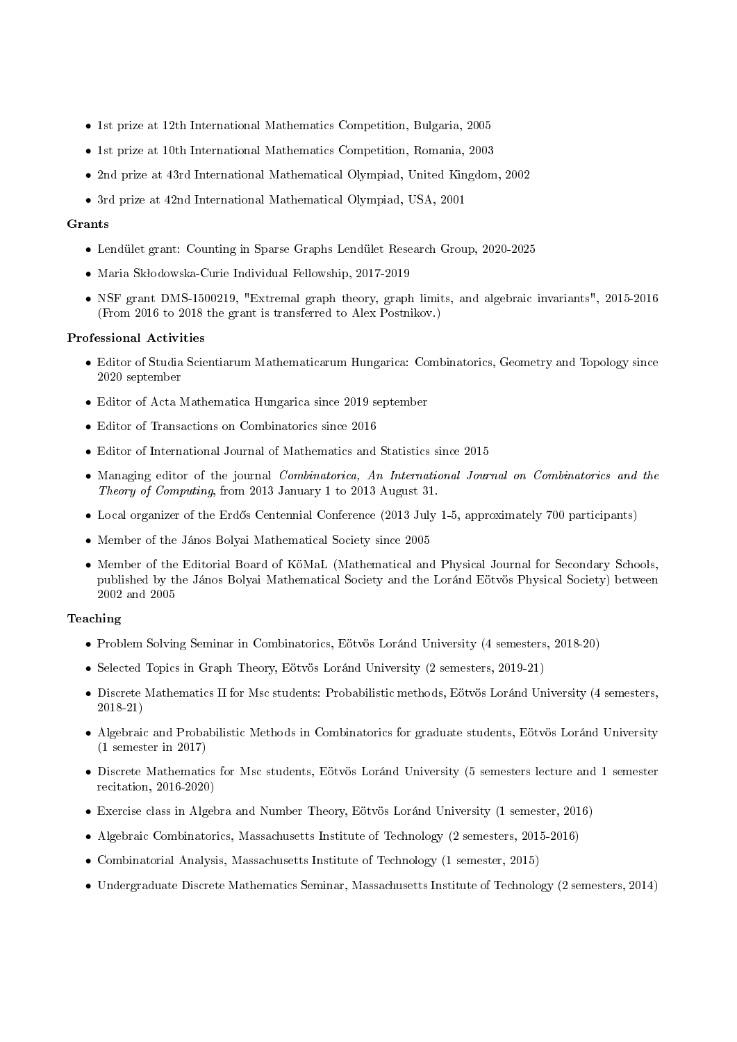- 1st prize at 12th International Mathematics Competition, Bulgaria, 2005
- 1st prize at 10th International Mathematics Competition, Romania, 2003
- 2nd prize at 43rd International Mathematical Olympiad, United Kingdom, 2002
- 3rd prize at 42nd International Mathematical Olympiad, USA, 2001

**Grants**

- Lendület grant: Counting in Sparse Graphs Lendület Research Group, 2020-2025
- Maria Skłodowska-Curie Individual Fellowship, 2017-2019
- NSF grant DMS-1500219, "Extremal graph theory, graph limits, and algebraic invariants", 2015-2016 (From 2016 to 2018 the grant is transferred to Alex Postnikov.)

**Professional Activities**

- Editor of Studia Scientiarum Mathematicarum Hungarica: Combinatorics, Geometry and Topology since 2020 september
- Editor of Acta Mathematica Hungarica since 2019 september
- Editor of Transactions on Combinatorics since 2016
- Editor of International Journal of Mathematics and Statistics since 2015
- Managing editor of the journal *Combinatorica, An International Journal on Combinatorics and the Theory of Computing*, from 2013 January 1 to 2013 August 31.
- Local organizer of the Erdős Centennial Conference (2013 July 1-5, approximately 700 participants)
- Member of the János Bolyai Mathematical Society since 2005
- Member of the Editorial Board of KöMaL (Mathematical and Physical Journal for Secondary Schools, published by the János Bolyai Mathematical Society and the Loránd Eötvös Physical Society) between 2002 and 2005

**Teaching**

- Problem Solving Seminar in Combinatorics, Eötvös Loránd University (4 semesters, 2018-20)
- Selected Topics in Graph Theory, Eötvös Loránd University (2 semesters, 2019-21)
- Discrete Mathematics II for Msc students: Probabilistic methods, Eötvös Loránd University (4 semesters, 2018-21)
- Algebraic and Probabilistic Methods in Combinatorics for graduate students, Eötvös Loránd University (1 semester in 2017)
- Discrete Mathematics for Msc students, Eötvös Loránd University (5 semesters lecture and 1 semester recitation, 2016-2020)
- Exercise class in Algebra and Number Theory, Eötvös Loránd University (1 semester, 2016)
- Algebraic Combinatorics, Massachusetts Institute of Technology (2 semesters, 2015-2016)
- Combinatorial Analysis, Massachusetts Institute of Technology (1 semester, 2015)
- Undergraduate Discrete Mathematics Seminar, Massachusetts Institute of Technology (2 semesters, 2014)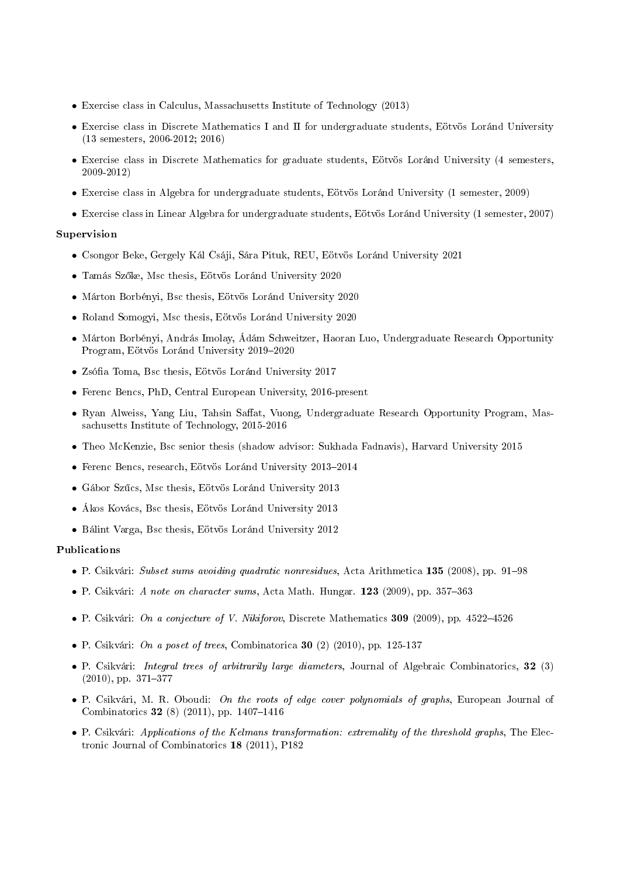- Exercise class in Calculus, Massachusetts Institute of Technology (2013)
- Exercise class in Discrete Mathematics I and II for undergraduate students, Eötvös Loránd University (13 semesters, 2006-2012; 2016)
- Exercise class in Discrete Mathematics for graduate students, Eötvös Loránd University (4 semesters, 2009-2012)
- Exercise class in Algebra for undergraduate students, Eötvös Loránd University (1 semester, 2009)
- Exercise class in Linear Algebra for undergraduate students, Eötvös Loránd University (1 semester, 2007)

**Supervision**

- Csongor Beke, Gergely Kál Csáji, Sára Pituk, REU, Eötvös Loránd University 2021
- Tamás Szőke, Msc thesis, Eötvös Loránd University 2020
- Márton Borbényi, Bsc thesis, Eötvös Loránd University 2020
- Roland Somogyi, Msc thesis, Eötvös Loránd University 2020
- Márton Borbényi, András Imolay, Ádám Schweitzer, Haoran Luo, Undergraduate Research Opportunity Program, Eötvös Loránd University 2019–2020
- Zsófia Toma, Bsc thesis, Eötvös Loránd University 2017
- Ferenc Bencs, PhD, Central European University, 2016-present
- Ryan Alweiss, Yang Liu, Tahsin Saffat, Vuong, Undergraduate Research Opportunity Program, Massachusetts Institute of Technology, 2015-2016
- Theo McKenzie, Bsc senior thesis (shadow advisor: Sukhada Fadnavis), Harvard University 2015
- Ferenc Bencs, research, Eötvös Loránd University 2013–2014
- Gábor Szűcs, Msc thesis, Eötvös Loránd University 2013
- Ákos Kovács, Bsc thesis, Eötvös Loránd University 2013
- Bálint Varga, Bsc thesis, Eötvös Loránd University 2012

**Publications**

- P. Csikvári: *Subset sums avoiding quadratic nonresidues*, Acta Arithmetica **135** (2008), pp. 91–98
- P. Csikvári: *A note on character sums*, Acta Math. Hungar. **123** (2009), pp. 357–363
- P. Csikvári: *On a conjecture of V. Nikiforov*, Discrete Mathematics **309** (2009), pp. 4522–4526
- P. Csikvári: *On a poset of trees*, Combinatorica **30** (2) (2010), pp. 125-137
- P. Csikvári: *Integral trees of arbitrarily large diameters*, Journal of Algebraic Combinatorics, **32** (3) (2010), pp. 371–377
- P. Csikvári, M. R. Oboudi: *On the roots of edge cover polynomials of graphs*, European Journal of Combinatorics **32** (8) (2011), pp. 1407–1416
- P. Csikvári: *Applications of the Kelmans transformation: extremality of the threshold graphs*, The Electronic Journal of Combinatorics **18** (2011), P182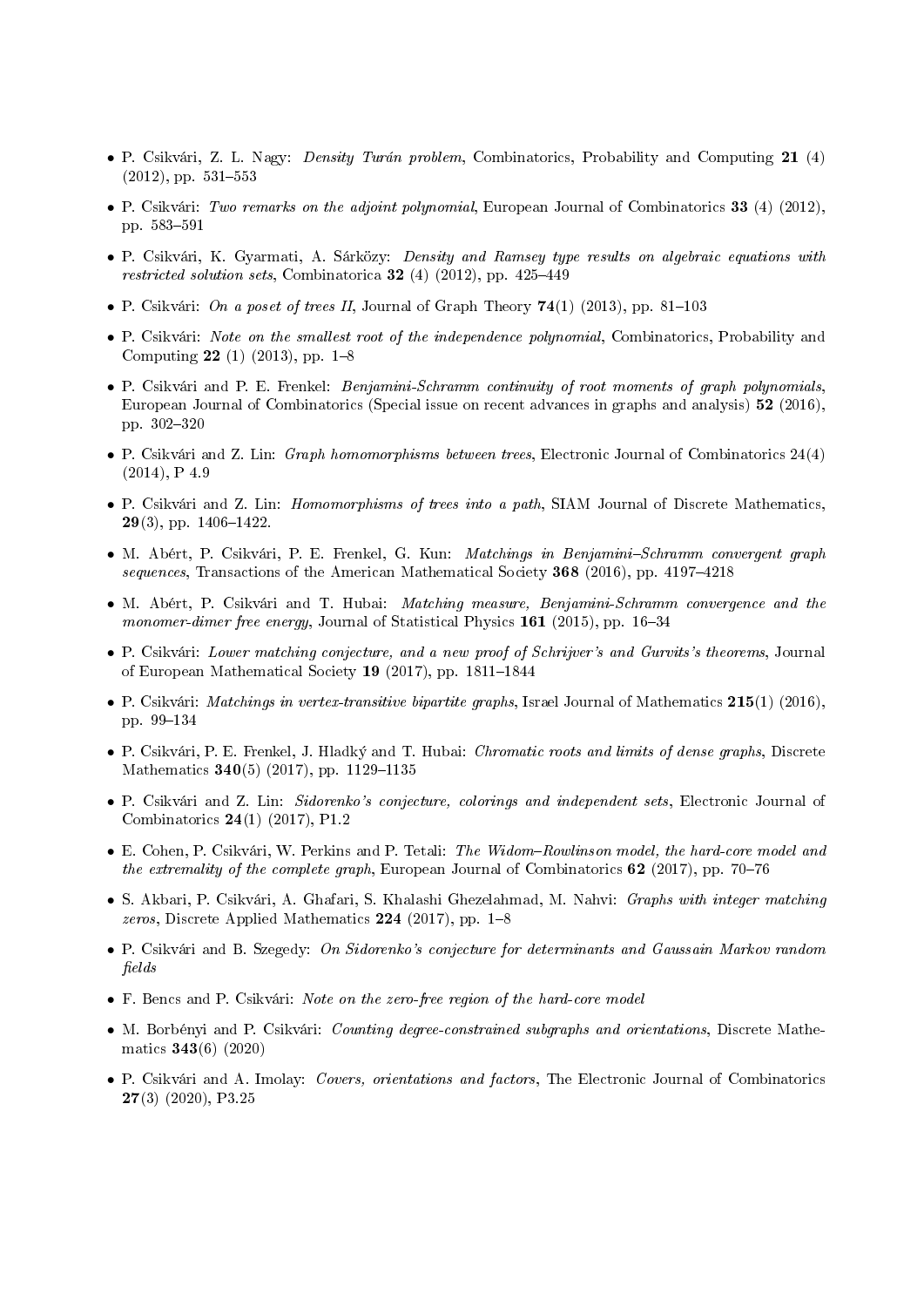- P. Csikvári, Z. L. Nagy: *Density Turán problem*, Combinatorics, Probability and Computing **21** (4) (2012), pp. 531–553
- P. Csikvári: *Two remarks on the adjoint polynomial*, European Journal of Combinatorics **33** (4) (2012), pp. 583–591
- P. Csikvári, K. Gyarmati, A. Sárközy: *Density and Ramsey type results on algebraic equations with restricted solution sets*, Combinatorica **32** (4) (2012), pp. 425–449
- P. Csikvári: *On a poset of trees II*, Journal of Graph Theory **74**(1) (2013), pp. 81–103
- P. Csikvári: *Note on the smallest root of the independence polynomial*, Combinatorics, Probability and Computing **22** (1) (2013), pp. 1–8
- P. Csikvári and P. E. Frenkel: *Benjamini-Schramm continuity of root moments of graph polynomials*, European Journal of Combinatorics (Special issue on recent advances in graphs and analysis) **52** (2016), pp. 302–320
- P. Csikvári and Z. Lin: *Graph homomorphisms between trees*, Electronic Journal of Combinatorics 24(4) (2014), P 4.9
- P. Csikvári and Z. Lin: *Homomorphisms of trees into a path*, SIAM Journal of Discrete Mathematics, **29**(3), pp. 1406–1422.
- M. Abért, P. Csikvári, P. E. Frenkel, G. Kun: *Matchings in Benjamini–Schramm convergent graph sequences*, Transactions of the American Mathematical Society **368** (2016), pp. 4197–4218
- M. Abért, P. Csikvári and T. Hubai: *Matching measure, Benjamini-Schramm convergence and the monomer-dimer free energy*, Journal of Statistical Physics **161** (2015), pp. 16–34
- P. Csikvári: *Lower matching conjecture, and a new proof of Schrijver's and Gurvits's theorems*, Journal of European Mathematical Society **19** (2017), pp. 1811–1844
- P. Csikvári: *Matchings in vertex-transitive bipartite graphs*, Israel Journal of Mathematics **215**(1) (2016), pp. 99–134
- P. Csikvári, P. E. Frenkel, J. Hladký and T. Hubai: *Chromatic roots and limits of dense graphs*, Discrete Mathematics **340**(5) (2017), pp. 1129–1135
- P. Csikvári and Z. Lin: *Sidorenko's conjecture, colorings and independent sets*, Electronic Journal of Combinatorics **24**(1) (2017), P1.2
- E. Cohen, P. Csikvári, W. Perkins and P. Tetali: *The Widom–Rowlinson model, the hard-core model and the extremality of the complete graph*, European Journal of Combinatorics **62** (2017), pp. 70–76
- S. Akbari, P. Csikvári, A. Ghafari, S. Khalashi Ghezelahmad, M. Nahvi: *Graphs with integer matching zeros*, Discrete Applied Mathematics **224** (2017), pp. 1–8
- P. Csikvári and B. Szegedy: *On Sidorenko's conjecture for determinants and Gaussain Markov random fields*
- F. Bencs and P. Csikvári: *Note on the zero-free region of the hard-core model*
- M. Borbényi and P. Csikvári: *Counting degree-constrained subgraphs and orientations*, Discrete Mathematics **343**(6) (2020)
- P. Csikvári and A. Imolay: *Covers, orientations and factors*, The Electronic Journal of Combinatorics **27**(3) (2020), P3.25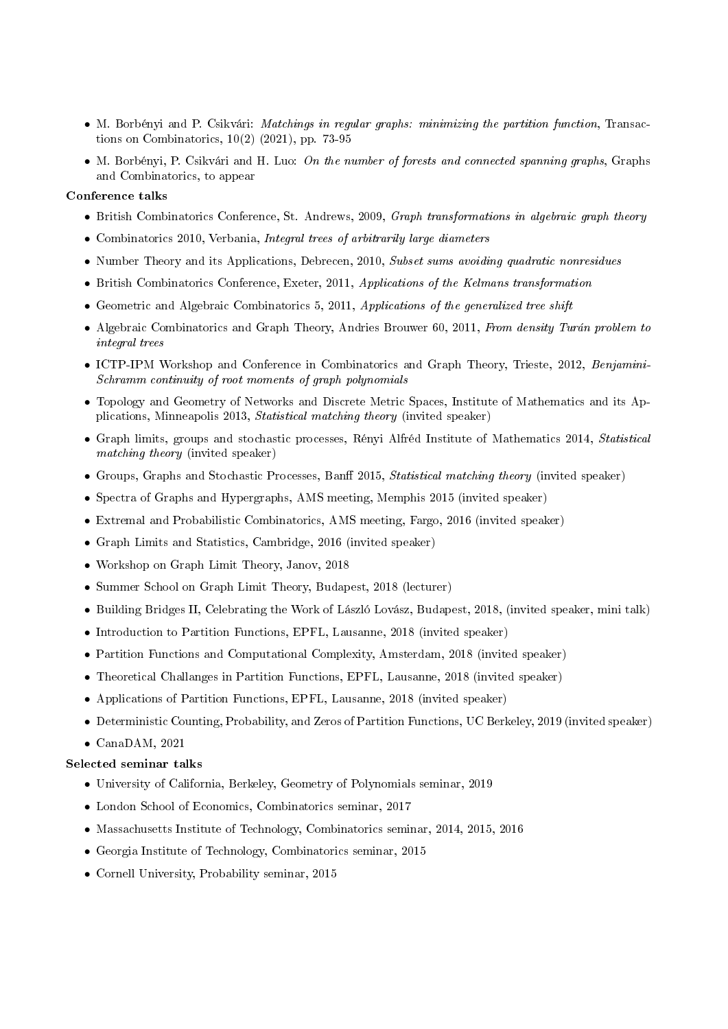- M. Borbényi and P. Csikvári: *Matchings in regular graphs: minimizing the partition function*, Transactions on Combinatorics, 10(2) (2021), pp. 73-95
- M. Borbényi, P. Csikvári and H. Luo: *On the number of forests and connected spanning graphs*, Graphs and Combinatorics, to appear

**Conference talks**

- British Combinatorics Conference, St. Andrews, 2009, *Graph transformations in algebraic graph theory*
- Combinatorics 2010, Verbania, *Integral trees of arbitrarily large diameters*
- Number Theory and its Applications, Debrecen, 2010, *Subset sums avoiding quadratic nonresidues*
- British Combinatorics Conference, Exeter, 2011, *Applications of the Kelmans transformation*
- Geometric and Algebraic Combinatorics 5, 2011, *Applications of the generalized tree shift*
- Algebraic Combinatorics and Graph Theory, Andries Brouwer 60, 2011, *From density Turán problem to integral trees*
- ICTP-IPM Workshop and Conference in Combinatorics and Graph Theory, Trieste, 2012, *Benjamini-Schramm continuity of root moments of graph polynomials*
- Topology and Geometry of Networks and Discrete Metric Spaces, Institute of Mathematics and its Applications, Minneapolis 2013, *Statistical matching theory* (invited speaker)
- Graph limits, groups and stochastic processes, Rényi Alfréd Institute of Mathematics 2014, *Statistical matching theory* (invited speaker)
- Groups, Graphs and Stochastic Processes, Banff 2015, *Statistical matching theory* (invited speaker)
- Spectra of Graphs and Hypergraphs, AMS meeting, Memphis 2015 (invited speaker)
- Extremal and Probabilistic Combinatorics, AMS meeting, Fargo, 2016 (invited speaker)
- Graph Limits and Statistics, Cambridge, 2016 (invited speaker)
- Workshop on Graph Limit Theory, Janov, 2018
- Summer School on Graph Limit Theory, Budapest, 2018 (lecturer)
- Building Bridges II, Celebrating the Work of László Lovász, Budapest, 2018, (invited speaker, mini talk)
- Introduction to Partition Functions, EPFL, Lausanne, 2018 (invited speaker)
- Partition Functions and Computational Complexity, Amsterdam, 2018 (invited speaker)
- Theoretical Challanges in Partition Functions, EPFL, Lausanne, 2018 (invited speaker)
- Applications of Partition Functions, EPFL, Lausanne, 2018 (invited speaker)
- Deterministic Counting, Probability, and Zeros of Partition Functions, UC Berkeley, 2019 (invited speaker)
- CanaDAM, 2021

**Selected seminar talks**

- University of California, Berkeley, Geometry of Polynomials seminar, 2019
- London School of Economics, Combinatorics seminar, 2017
- Massachusetts Institute of Technology, Combinatorics seminar, 2014, 2015, 2016
- Georgia Institute of Technology, Combinatorics seminar, 2015
- Cornell University, Probability seminar, 2015